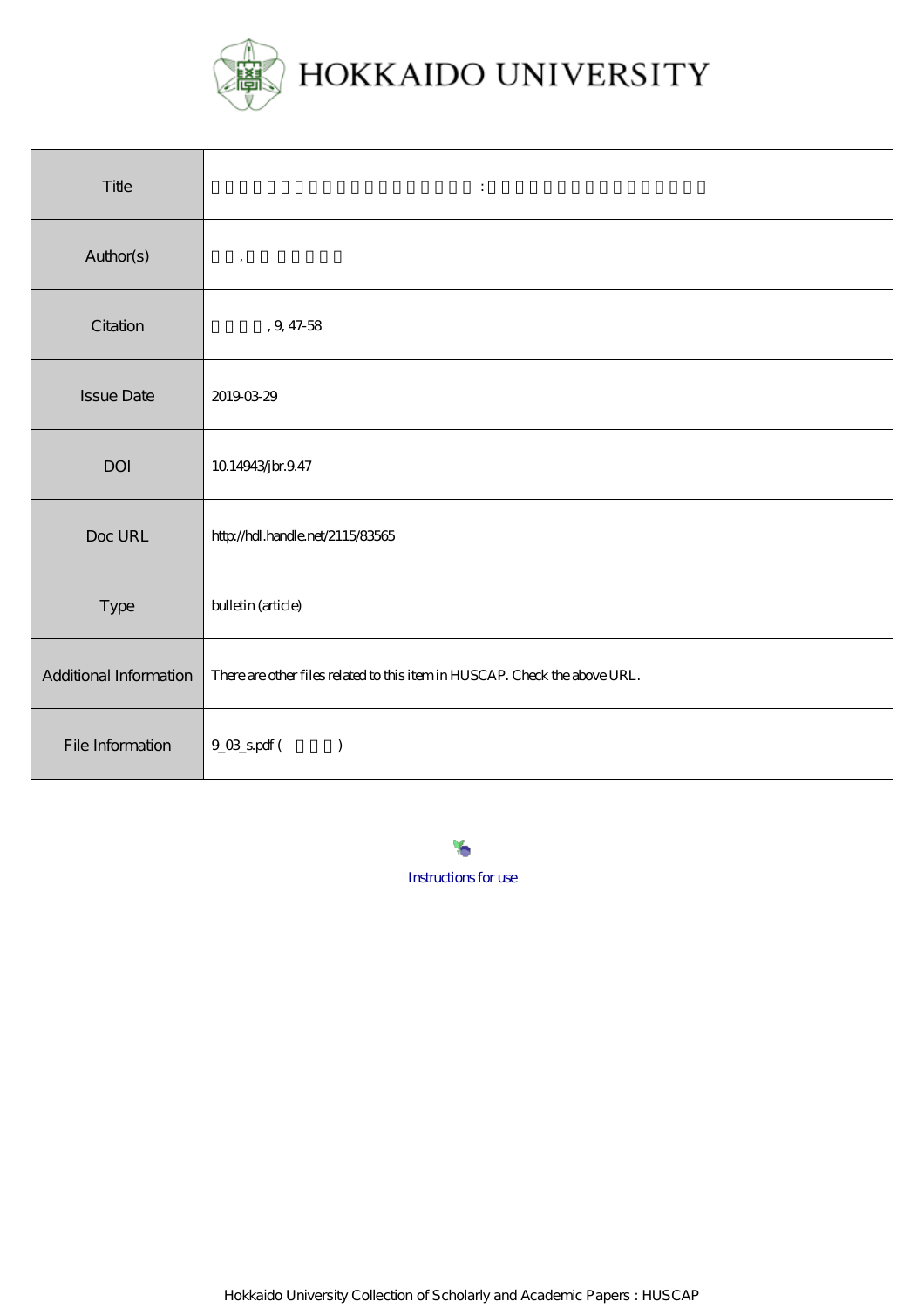HOKKAIDO UNIVERSITY

| | |
|---|---|
| Title | : |
| Author(s) | , |
| Citation | , 9, 47-58 |
| Issue Date | 2019-03-29 |
| DOI | 10.14943/jbr.9.47 |
| Doc URL | http://hdl.handle.net/2115/83565 |
| Type | bulletin (article) |
| Additional Information | There are other files related to this item in HUSCAP. Check the above URL. |
| File Information | 9_03_s.pdf ( ) |

Instructions for use

Hokkaido University Collection of Scholarly and Academic Papers : HUSCAP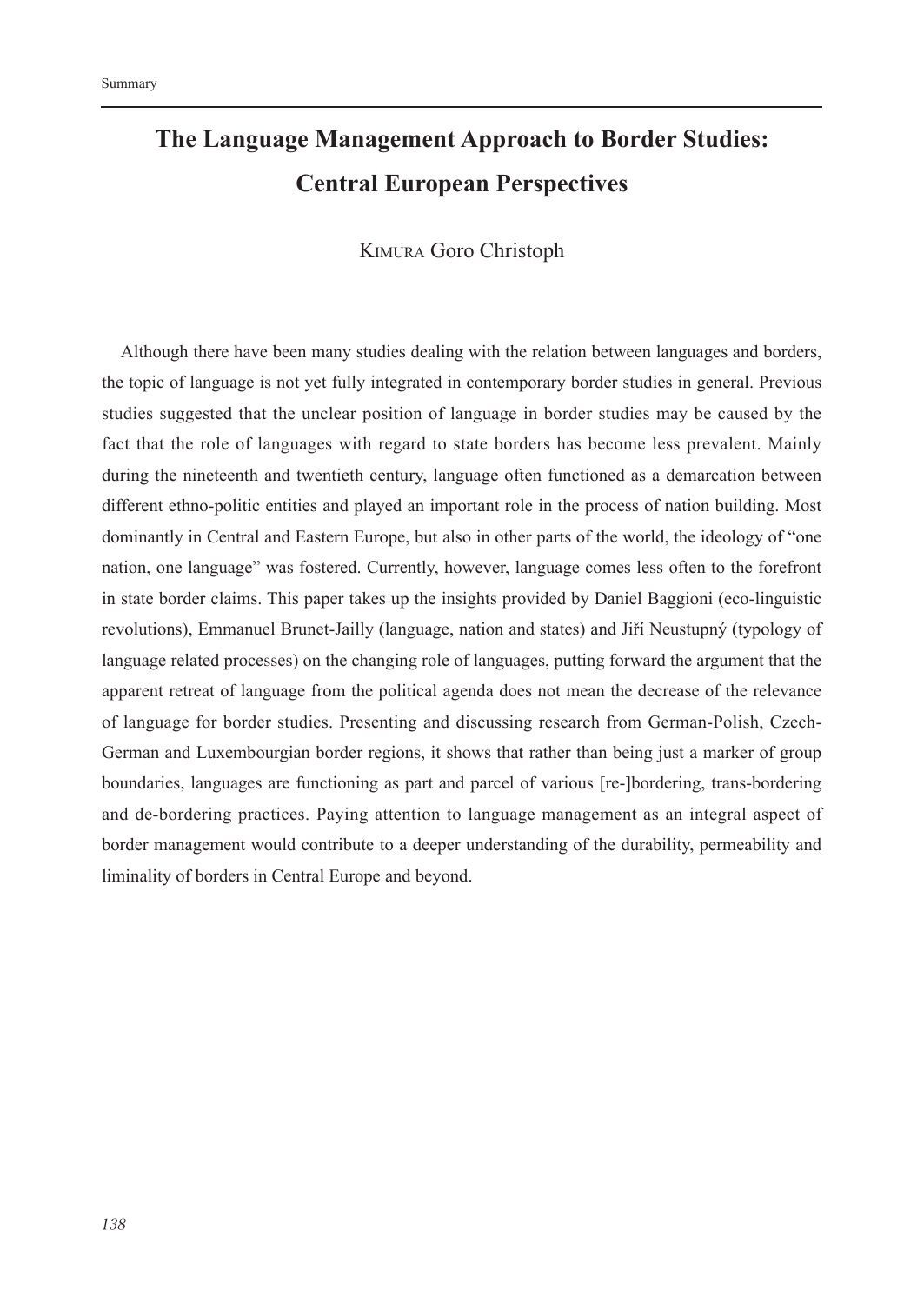# The Language Management Approach to Border Studies: Central European Perspectives

KIMURA Goro Christoph

Although there have been many studies dealing with the relation between languages and borders, the topic of language is not yet fully integrated in contemporary border studies in general. Previous studies suggested that the unclear position of language in border studies may be caused by the fact that the role of languages with regard to state borders has become less prevalent. Mainly during the nineteenth and twentieth century, language often functioned as a demarcation between different ethno-politic entities and played an important role in the process of nation building. Most dominantly in Central and Eastern Europe, but also in other parts of the world, the ideology of "one nation, one language" was fostered. Currently, however, language comes less often to the forefront in state border claims. This paper takes up the insights provided by Daniel Baggioni (eco-linguistic revolutions), Emmanuel Brunet-Jailly (language, nation and states) and Jiří Neustupný (typology of language related processes) on the changing role of languages, putting forward the argument that the apparent retreat of language from the political agenda does not mean the decrease of the relevance of language for border studies. Presenting and discussing research from German-Polish, Czech-German and Luxembourgian border regions, it shows that rather than being just a marker of group boundaries, languages are functioning as part and parcel of various [re-]bordering, trans-bordering and de-bordering practices. Paying attention to language management as an integral aspect of border management would contribute to a deeper understanding of the durability, permeability and liminality of borders in Central Europe and beyond.